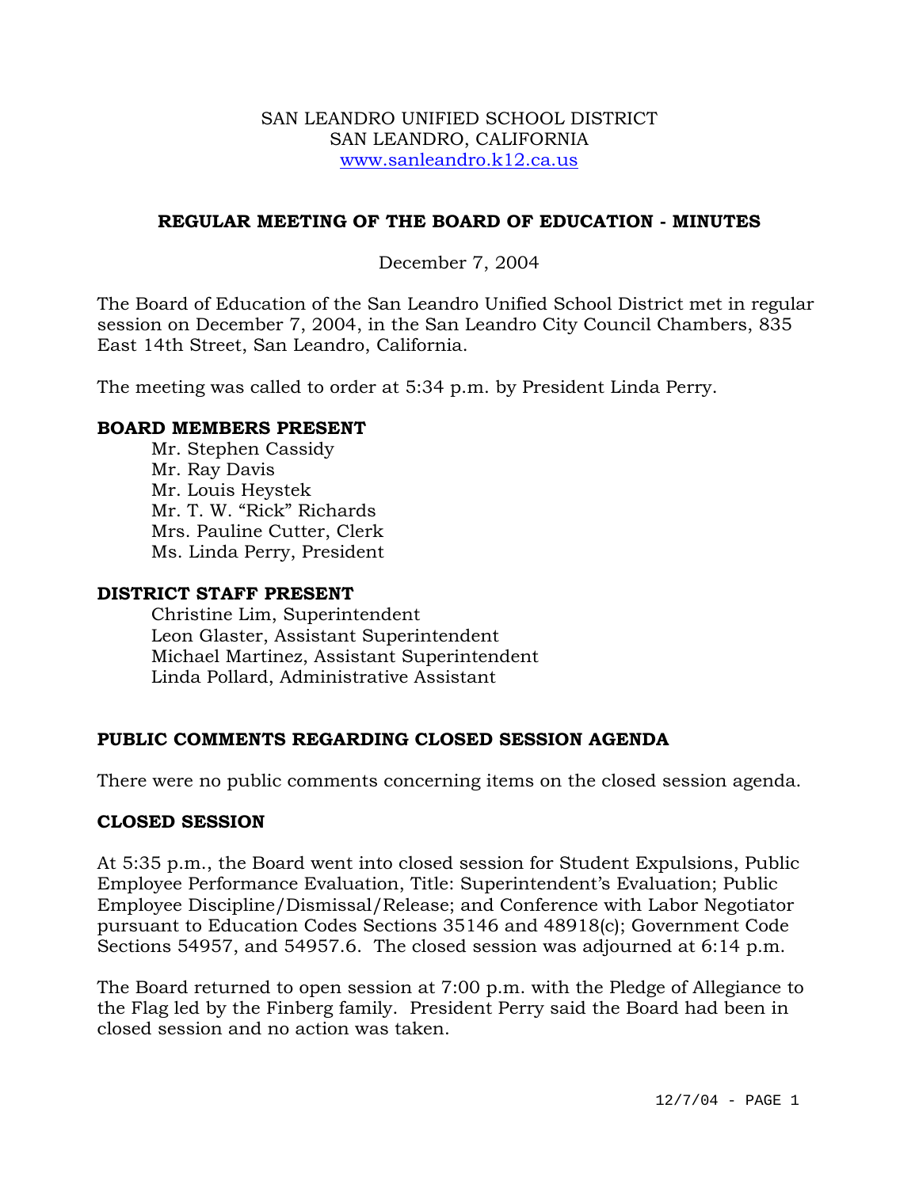SAN LEANDRO UNIFIED SCHOOL DISTRICT
SAN LEANDRO, CALIFORNIA
www.sanleandro.k12.ca.us

# REGULAR MEETING OF THE BOARD OF EDUCATION - MINUTES

December 7, 2004

The Board of Education of the San Leandro Unified School District met in regular session on December 7, 2004, in the San Leandro City Council Chambers, 835 East 14th Street, San Leandro, California.

The meeting was called to order at 5:34 p.m. by President Linda Perry.

## BOARD MEMBERS PRESENT

Mr. Stephen Cassidy
Mr. Ray Davis
Mr. Louis Heystek
Mr. T. W. "Rick" Richards
Mrs. Pauline Cutter, Clerk
Ms. Linda Perry, President

## DISTRICT STAFF PRESENT

Christine Lim, Superintendent
Leon Glaster, Assistant Superintendent
Michael Martinez, Assistant Superintendent
Linda Pollard, Administrative Assistant

## PUBLIC COMMENTS REGARDING CLOSED SESSION AGENDA

There were no public comments concerning items on the closed session agenda.

## CLOSED SESSION

At 5:35 p.m., the Board went into closed session for Student Expulsions, Public Employee Performance Evaluation, Title: Superintendent's Evaluation; Public Employee Discipline/Dismissal/Release; and Conference with Labor Negotiator pursuant to Education Codes Sections 35146 and 48918(c); Government Code Sections 54957, and 54957.6. The closed session was adjourned at 6:14 p.m.

The Board returned to open session at 7:00 p.m. with the Pledge of Allegiance to the Flag led by the Finberg family. President Perry said the Board had been in closed session and no action was taken.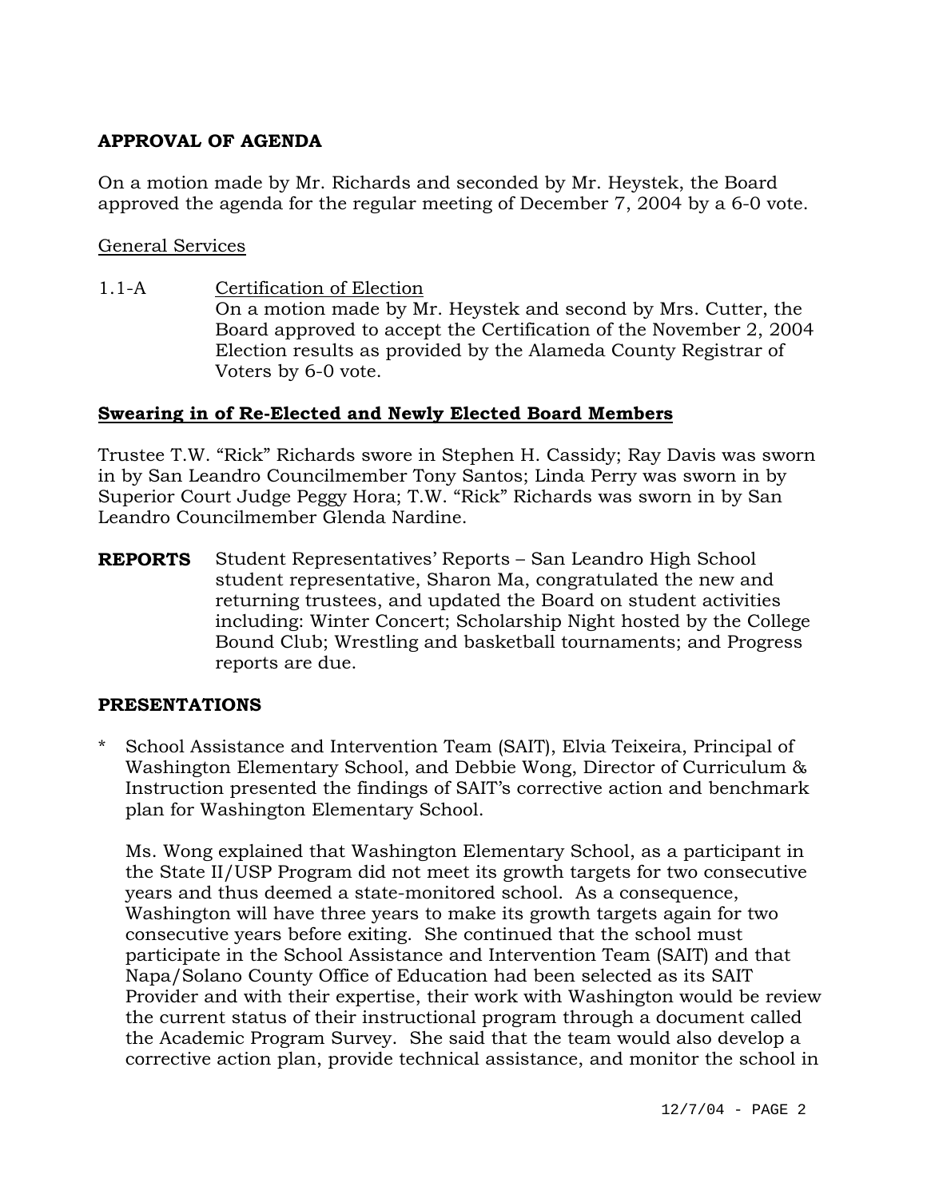**APPROVAL OF AGENDA**

On a motion made by Mr. Richards and seconded by Mr. Heystek, the Board approved the agenda for the regular meeting of December 7, 2004 by a 6-0 vote.

General Services

1.1-A Certification of Election
On a motion made by Mr. Heystek and second by Mrs. Cutter, the Board approved to accept the Certification of the November 2, 2004 Election results as provided by the Alameda County Registrar of Voters by 6-0 vote.

**Swearing in of Re-Elected and Newly Elected Board Members**

Trustee T.W. "Rick" Richards swore in Stephen H. Cassidy; Ray Davis was sworn in by San Leandro Councilmember Tony Santos; Linda Perry was sworn in by Superior Court Judge Peggy Hora; T.W. "Rick" Richards was sworn in by San Leandro Councilmember Glenda Nardine.

**REPORTS** Student Representatives' Reports – San Leandro High School student representative, Sharon Ma, congratulated the new and returning trustees, and updated the Board on student activities including: Winter Concert; Scholarship Night hosted by the College Bound Club; Wrestling and basketball tournaments; and Progress reports are due.

**PRESENTATIONS**

* School Assistance and Intervention Team (SAIT), Elvia Teixeira, Principal of Washington Elementary School, and Debbie Wong, Director of Curriculum & Instruction presented the findings of SAIT's corrective action and benchmark plan for Washington Elementary School.

  Ms. Wong explained that Washington Elementary School, as a participant in the State II/USP Program did not meet its growth targets for two consecutive years and thus deemed a state-monitored school. As a consequence, Washington will have three years to make its growth targets again for two consecutive years before exiting. She continued that the school must participate in the School Assistance and Intervention Team (SAIT) and that Napa/Solano County Office of Education had been selected as its SAIT Provider and with their expertise, their work with Washington would be review the current status of their instructional program through a document called the Academic Program Survey. She said that the team would also develop a corrective action plan, provide technical assistance, and monitor the school in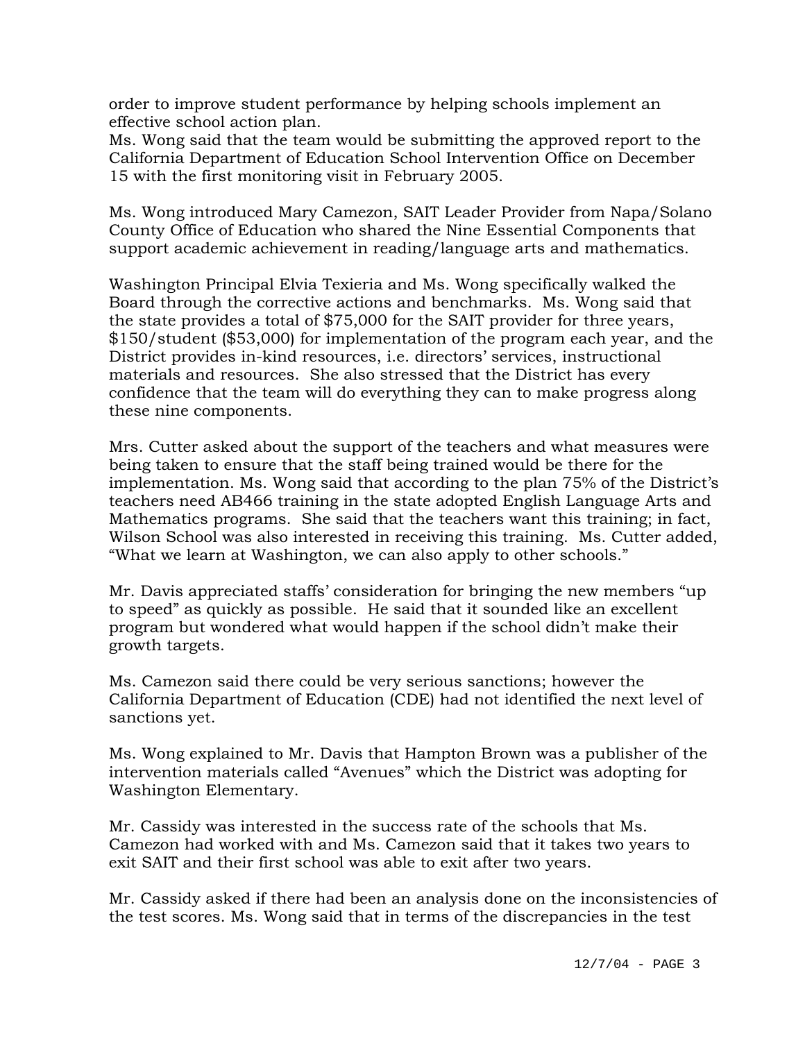order to improve student performance by helping schools implement an effective school action plan.
Ms. Wong said that the team would be submitting the approved report to the California Department of Education School Intervention Office on December 15 with the first monitoring visit in February 2005.

Ms. Wong introduced Mary Camezon, SAIT Leader Provider from Napa/Solano County Office of Education who shared the Nine Essential Components that support academic achievement in reading/language arts and mathematics.

Washington Principal Elvia Texieria and Ms. Wong specifically walked the Board through the corrective actions and benchmarks. Ms. Wong said that the state provides a total of $75,000 for the SAIT provider for three years, $150/student ($53,000) for implementation of the program each year, and the District provides in-kind resources, i.e. directors' services, instructional materials and resources. She also stressed that the District has every confidence that the team will do everything they can to make progress along these nine components.

Mrs. Cutter asked about the support of the teachers and what measures were being taken to ensure that the staff being trained would be there for the implementation. Ms. Wong said that according to the plan 75% of the District's teachers need AB466 training in the state adopted English Language Arts and Mathematics programs. She said that the teachers want this training; in fact, Wilson School was also interested in receiving this training. Ms. Cutter added, "What we learn at Washington, we can also apply to other schools."

Mr. Davis appreciated staffs' consideration for bringing the new members "up to speed" as quickly as possible. He said that it sounded like an excellent program but wondered what would happen if the school didn't make their growth targets.

Ms. Camezon said there could be very serious sanctions; however the California Department of Education (CDE) had not identified the next level of sanctions yet.

Ms. Wong explained to Mr. Davis that Hampton Brown was a publisher of the intervention materials called "Avenues" which the District was adopting for Washington Elementary.

Mr. Cassidy was interested in the success rate of the schools that Ms. Camezon had worked with and Ms. Camezon said that it takes two years to exit SAIT and their first school was able to exit after two years.

Mr. Cassidy asked if there had been an analysis done on the inconsistencies of the test scores. Ms. Wong said that in terms of the discrepancies in the test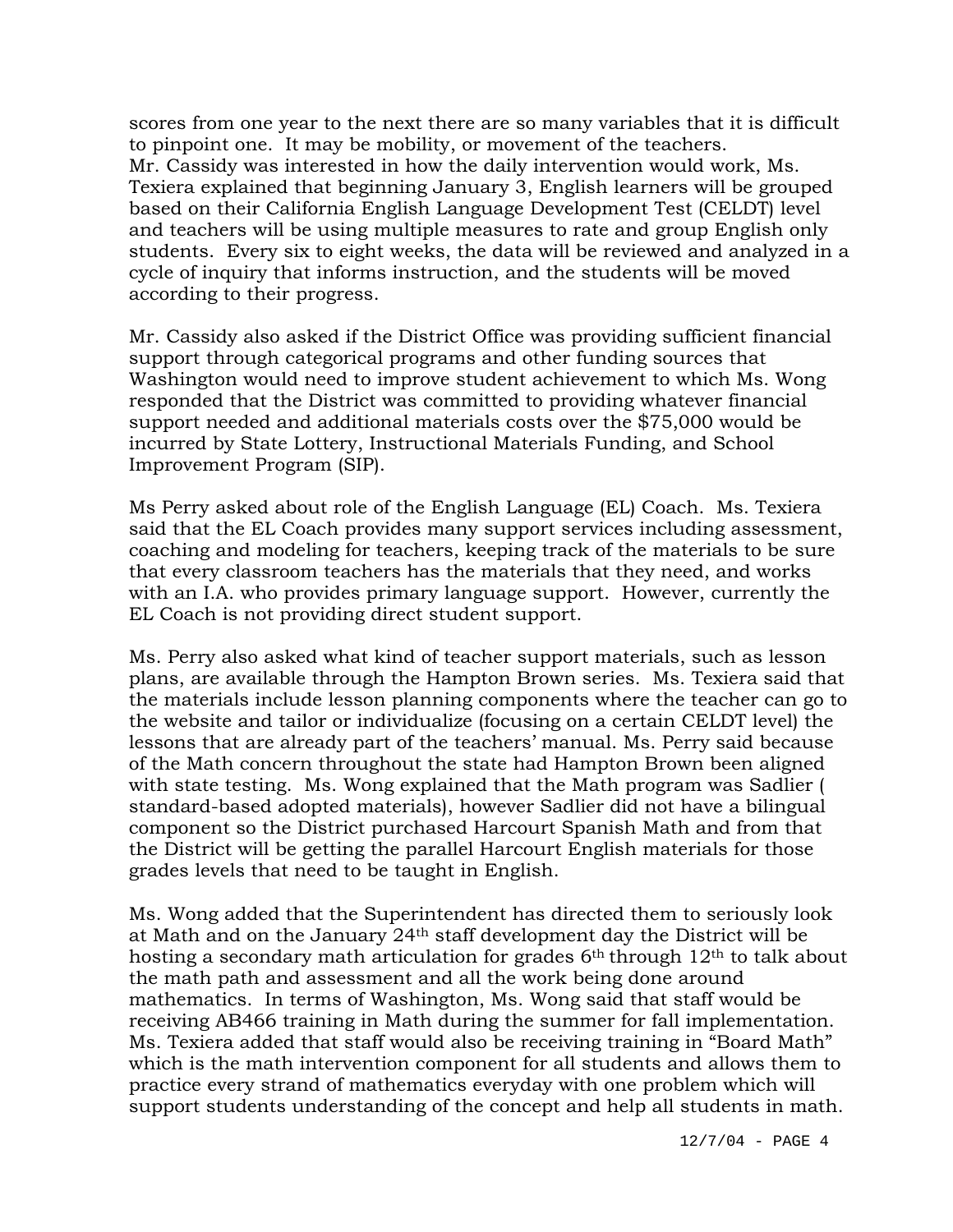scores from one year to the next there are so many variables that it is difficult to pinpoint one. It may be mobility, or movement of the teachers. Mr. Cassidy was interested in how the daily intervention would work, Ms. Texiera explained that beginning January 3, English learners will be grouped based on their California English Language Development Test (CELDT) level and teachers will be using multiple measures to rate and group English only students. Every six to eight weeks, the data will be reviewed and analyzed in a cycle of inquiry that informs instruction, and the students will be moved according to their progress.

Mr. Cassidy also asked if the District Office was providing sufficient financial support through categorical programs and other funding sources that Washington would need to improve student achievement to which Ms. Wong responded that the District was committed to providing whatever financial support needed and additional materials costs over the $75,000 would be incurred by State Lottery, Instructional Materials Funding, and School Improvement Program (SIP).

Ms Perry asked about role of the English Language (EL) Coach. Ms. Texiera said that the EL Coach provides many support services including assessment, coaching and modeling for teachers, keeping track of the materials to be sure that every classroom teachers has the materials that they need, and works with an I.A. who provides primary language support. However, currently the EL Coach is not providing direct student support.

Ms. Perry also asked what kind of teacher support materials, such as lesson plans, are available through the Hampton Brown series. Ms. Texiera said that the materials include lesson planning components where the teacher can go to the website and tailor or individualize (focusing on a certain CELDT level) the lessons that are already part of the teachers' manual. Ms. Perry said because of the Math concern throughout the state had Hampton Brown been aligned with state testing. Ms. Wong explained that the Math program was Sadlier ( standard-based adopted materials), however Sadlier did not have a bilingual component so the District purchased Harcourt Spanish Math and from that the District will be getting the parallel Harcourt English materials for those grades levels that need to be taught in English.

Ms. Wong added that the Superintendent has directed them to seriously look at Math and on the January 24th staff development day the District will be hosting a secondary math articulation for grades 6th through 12th to talk about the math path and assessment and all the work being done around mathematics. In terms of Washington, Ms. Wong said that staff would be receiving AB466 training in Math during the summer for fall implementation. Ms. Texiera added that staff would also be receiving training in "Board Math" which is the math intervention component for all students and allows them to practice every strand of mathematics everyday with one problem which will support students understanding of the concept and help all students in math.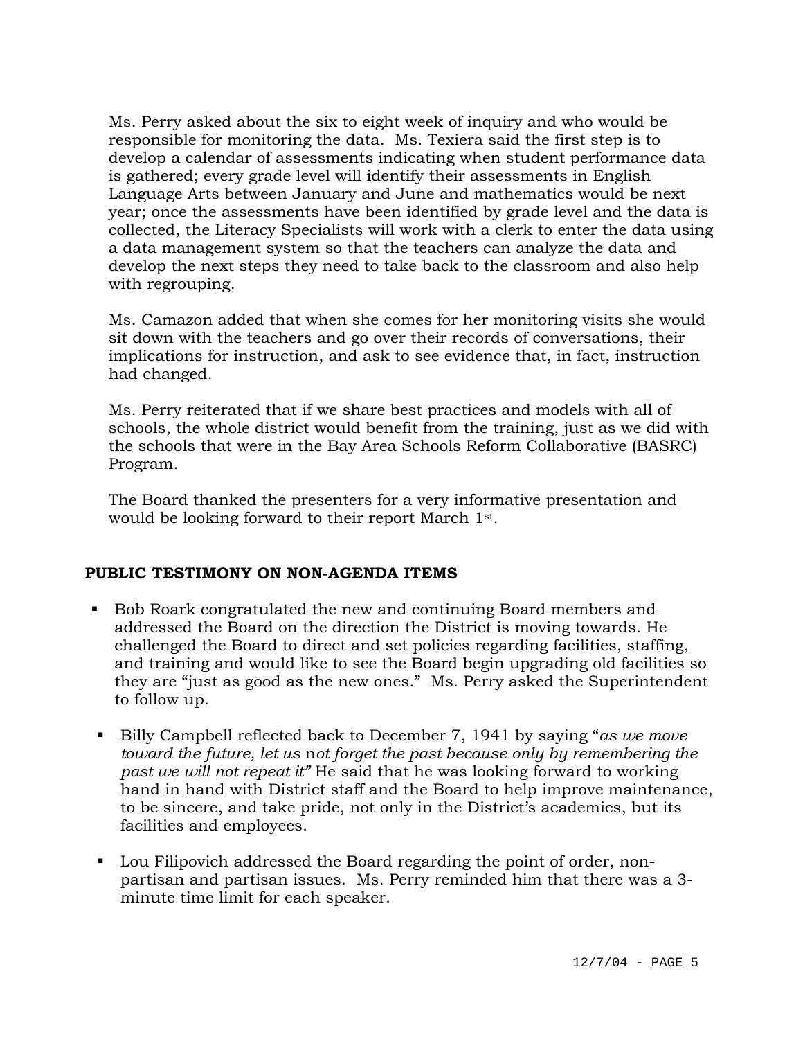Ms. Perry asked about the six to eight week of inquiry and who would be responsible for monitoring the data. Ms. Texiera said the first step is to develop a calendar of assessments indicating when student performance data is gathered; every grade level will identify their assessments in English Language Arts between January and June and mathematics would be next year; once the assessments have been identified by grade level and the data is collected, the Literacy Specialists will work with a clerk to enter the data using a data management system so that the teachers can analyze the data and develop the next steps they need to take back to the classroom and also help with regrouping.

Ms. Camazon added that when she comes for her monitoring visits she would sit down with the teachers and go over their records of conversations, their implications for instruction, and ask to see evidence that, in fact, instruction had changed.

Ms. Perry reiterated that if we share best practices and models with all of schools, the whole district would benefit from the training, just as we did with the schools that were in the Bay Area Schools Reform Collaborative (BASRC) Program.

The Board thanked the presenters for a very informative presentation and would be looking forward to their report March 1st.

## PUBLIC TESTIMONY ON NON-AGENDA ITEMS

- Bob Roark congratulated the new and continuing Board members and addressed the Board on the direction the District is moving towards. He challenged the Board to direct and set policies regarding facilities, staffing, and training and would like to see the Board begin upgrading old facilities so they are "just as good as the new ones." Ms. Perry asked the Superintendent to follow up.
- Billy Campbell reflected back to December 7, 1941 by saying "*as we move toward the future, let us* n*ot forget the past because only by remembering the past we will not repeat it"* He said that he was looking forward to working hand in hand with District staff and the Board to help improve maintenance, to be sincere, and take pride, not only in the District's academics, but its facilities and employees.
- Lou Filipovich addressed the Board regarding the point of order, non-partisan and partisan issues. Ms. Perry reminded him that there was a 3-minute time limit for each speaker.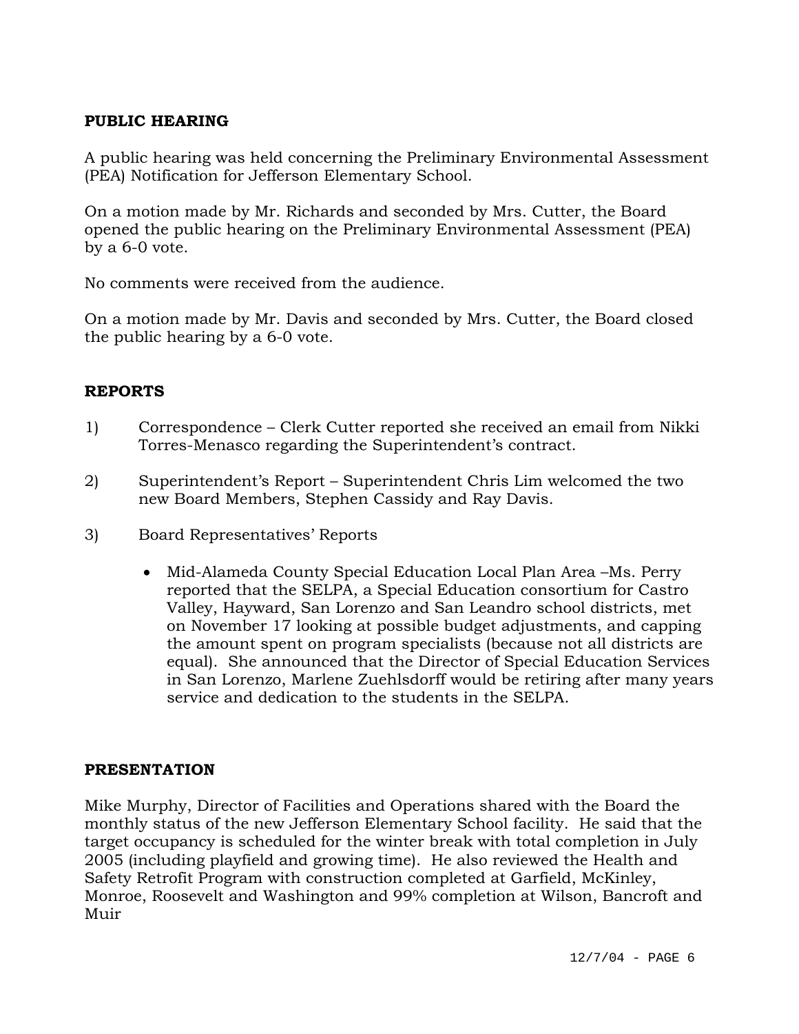## PUBLIC HEARING

A public hearing was held concerning the Preliminary Environmental Assessment (PEA) Notification for Jefferson Elementary School.

On a motion made by Mr. Richards and seconded by Mrs. Cutter, the Board opened the public hearing on the Preliminary Environmental Assessment (PEA) by a 6-0 vote.

No comments were received from the audience.

On a motion made by Mr. Davis and seconded by Mrs. Cutter, the Board closed the public hearing by a 6-0 vote.

## REPORTS

1) Correspondence – Clerk Cutter reported she received an email from Nikki Torres-Menasco regarding the Superintendent's contract.

2) Superintendent's Report – Superintendent Chris Lim welcomed the two new Board Members, Stephen Cassidy and Ray Davis.

3) Board Representatives' Reports

   - Mid-Alameda County Special Education Local Plan Area –Ms. Perry reported that the SELPA, a Special Education consortium for Castro Valley, Hayward, San Lorenzo and San Leandro school districts, met on November 17 looking at possible budget adjustments, and capping the amount spent on program specialists (because not all districts are equal). She announced that the Director of Special Education Services in San Lorenzo, Marlene Zuehlsdorff would be retiring after many years service and dedication to the students in the SELPA.

## PRESENTATION

Mike Murphy, Director of Facilities and Operations shared with the Board the monthly status of the new Jefferson Elementary School facility. He said that the target occupancy is scheduled for the winter break with total completion in July 2005 (including playfield and growing time). He also reviewed the Health and Safety Retrofit Program with construction completed at Garfield, McKinley, Monroe, Roosevelt and Washington and 99% completion at Wilson, Bancroft and Muir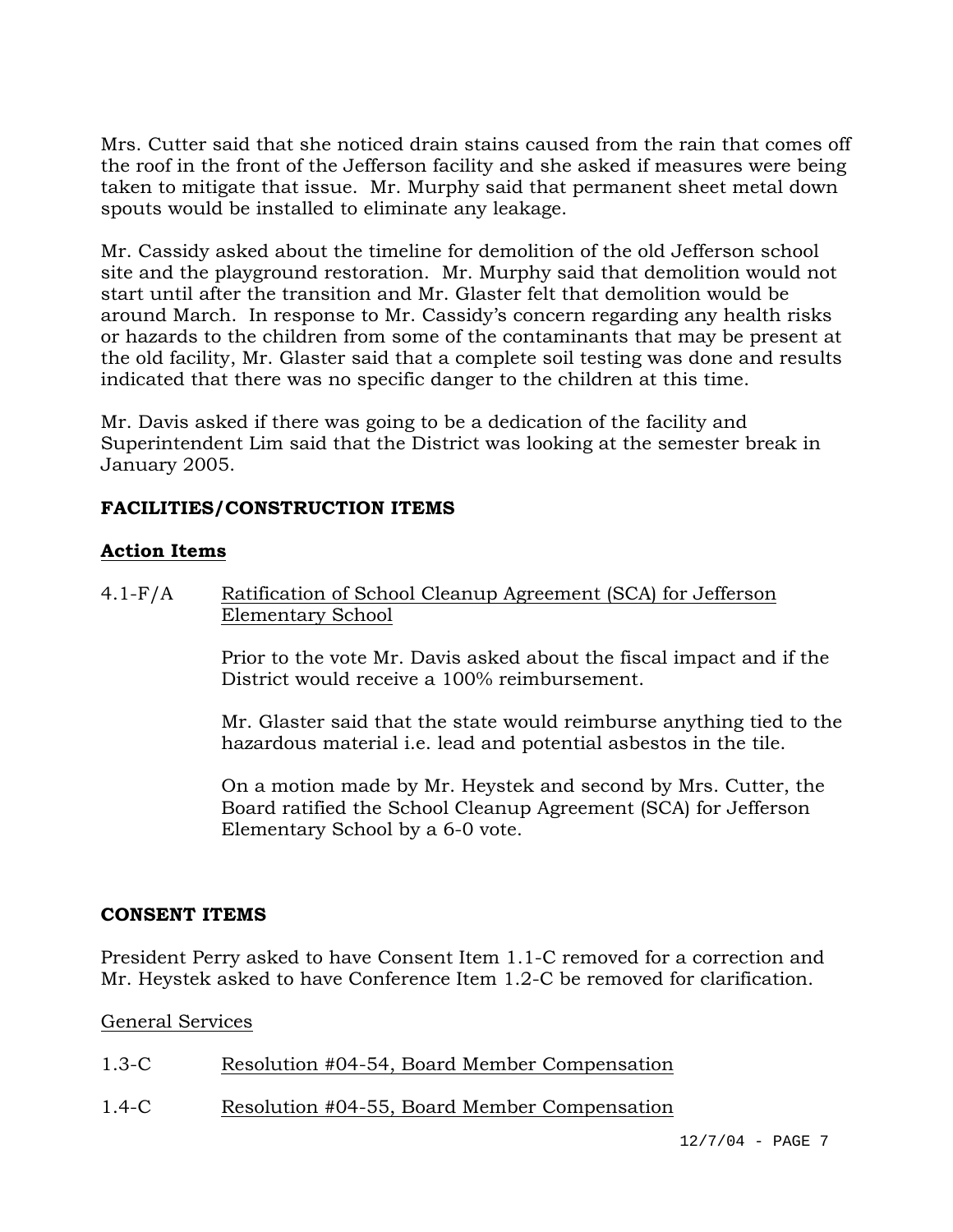Mrs. Cutter said that she noticed drain stains caused from the rain that comes off the roof in the front of the Jefferson facility and she asked if measures were being taken to mitigate that issue. Mr. Murphy said that permanent sheet metal down spouts would be installed to eliminate any leakage.

Mr. Cassidy asked about the timeline for demolition of the old Jefferson school site and the playground restoration. Mr. Murphy said that demolition would not start until after the transition and Mr. Glaster felt that demolition would be around March. In response to Mr. Cassidy's concern regarding any health risks or hazards to the children from some of the contaminants that may be present at the old facility, Mr. Glaster said that a complete soil testing was done and results indicated that there was no specific danger to the children at this time.

Mr. Davis asked if there was going to be a dedication of the facility and Superintendent Lim said that the District was looking at the semester break in January 2005.

**FACILITIES/CONSTRUCTION ITEMS**

**Action Items**

4.1-F/A Ratification of School Cleanup Agreement (SCA) for Jefferson Elementary School

Prior to the vote Mr. Davis asked about the fiscal impact and if the District would receive a 100% reimbursement.

Mr. Glaster said that the state would reimburse anything tied to the hazardous material i.e. lead and potential asbestos in the tile.

On a motion made by Mr. Heystek and second by Mrs. Cutter, the Board ratified the School Cleanup Agreement (SCA) for Jefferson Elementary School by a 6-0 vote.

**CONSENT ITEMS**

President Perry asked to have Consent Item 1.1-C removed for a correction and Mr. Heystek asked to have Conference Item 1.2-C be removed for clarification.

General Services

1.3-C Resolution #04-54, Board Member Compensation

1.4-C Resolution #04-55, Board Member Compensation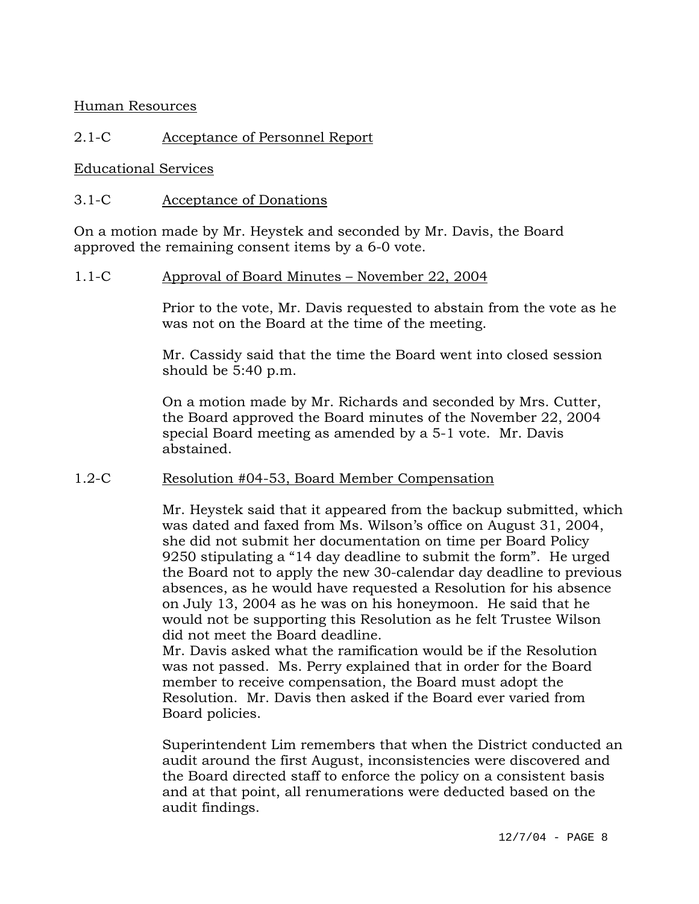Human Resources

2.1-C Acceptance of Personnel Report

Educational Services

3.1-C Acceptance of Donations

On a motion made by Mr. Heystek and seconded by Mr. Davis, the Board approved the remaining consent items by a 6-0 vote.

1.1-C Approval of Board Minutes – November 22, 2004

Prior to the vote, Mr. Davis requested to abstain from the vote as he was not on the Board at the time of the meeting.

Mr. Cassidy said that the time the Board went into closed session should be 5:40 p.m.

On a motion made by Mr. Richards and seconded by Mrs. Cutter, the Board approved the Board minutes of the November 22, 2004 special Board meeting as amended by a 5-1 vote. Mr. Davis abstained.

1.2-C Resolution #04-53, Board Member Compensation

Mr. Heystek said that it appeared from the backup submitted, which was dated and faxed from Ms. Wilson's office on August 31, 2004, she did not submit her documentation on time per Board Policy 9250 stipulating a "14 day deadline to submit the form". He urged the Board not to apply the new 30-calendar day deadline to previous absences, as he would have requested a Resolution for his absence on July 13, 2004 as he was on his honeymoon. He said that he would not be supporting this Resolution as he felt Trustee Wilson did not meet the Board deadline.
Mr. Davis asked what the ramification would be if the Resolution was not passed. Ms. Perry explained that in order for the Board member to receive compensation, the Board must adopt the Resolution. Mr. Davis then asked if the Board ever varied from Board policies.

Superintendent Lim remembers that when the District conducted an audit around the first August, inconsistencies were discovered and the Board directed staff to enforce the policy on a consistent basis and at that point, all renumerations were deducted based on the audit findings.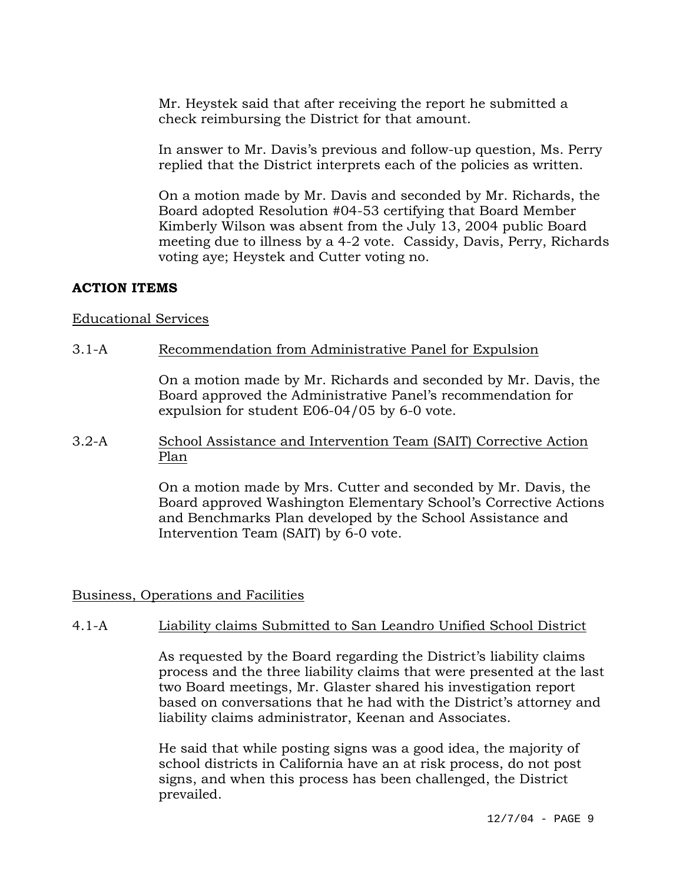Mr. Heystek said that after receiving the report he submitted a check reimbursing the District for that amount.

In answer to Mr. Davis's previous and follow-up question, Ms. Perry replied that the District interprets each of the policies as written.

On a motion made by Mr. Davis and seconded by Mr. Richards, the Board adopted Resolution #04-53 certifying that Board Member Kimberly Wilson was absent from the July 13, 2004 public Board meeting due to illness by a 4-2 vote. Cassidy, Davis, Perry, Richards voting aye; Heystek and Cutter voting no.

## ACTION ITEMS

### Educational Services

3.1-A Recommendation from Administrative Panel for Expulsion

On a motion made by Mr. Richards and seconded by Mr. Davis, the Board approved the Administrative Panel's recommendation for expulsion for student E06-04/05 by 6-0 vote.

3.2-A School Assistance and Intervention Team (SAIT) Corrective Action Plan

On a motion made by Mrs. Cutter and seconded by Mr. Davis, the Board approved Washington Elementary School's Corrective Actions and Benchmarks Plan developed by the School Assistance and Intervention Team (SAIT) by 6-0 vote.

### Business, Operations and Facilities

4.1-A Liability claims Submitted to San Leandro Unified School District

As requested by the Board regarding the District's liability claims process and the three liability claims that were presented at the last two Board meetings, Mr. Glaster shared his investigation report based on conversations that he had with the District's attorney and liability claims administrator, Keenan and Associates.

He said that while posting signs was a good idea, the majority of school districts in California have an at risk process, do not post signs, and when this process has been challenged, the District prevailed.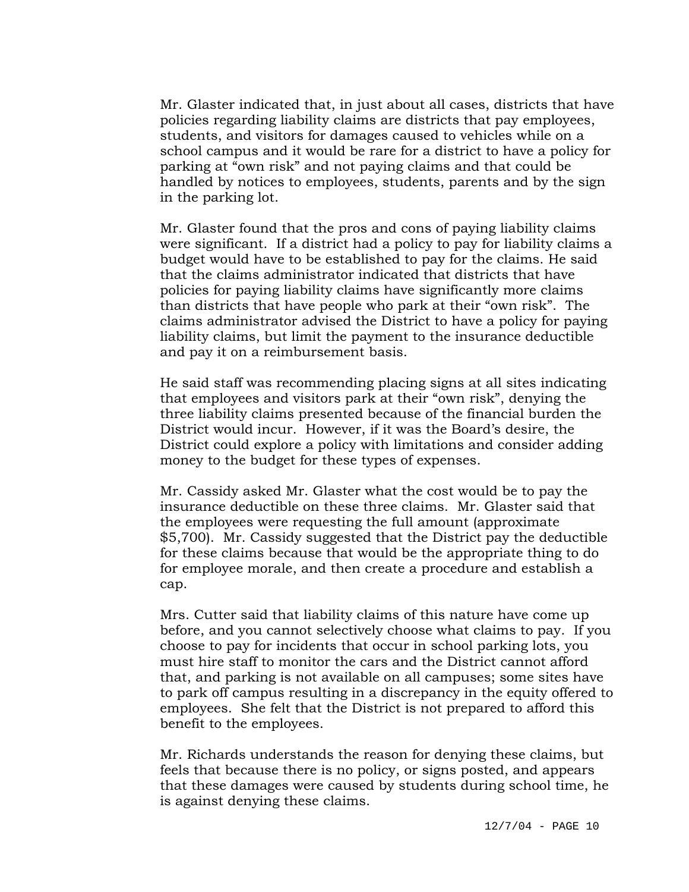Mr. Glaster indicated that, in just about all cases, districts that have policies regarding liability claims are districts that pay employees, students, and visitors for damages caused to vehicles while on a school campus and it would be rare for a district to have a policy for parking at "own risk" and not paying claims and that could be handled by notices to employees, students, parents and by the sign in the parking lot.

Mr. Glaster found that the pros and cons of paying liability claims were significant. If a district had a policy to pay for liability claims a budget would have to be established to pay for the claims. He said that the claims administrator indicated that districts that have policies for paying liability claims have significantly more claims than districts that have people who park at their "own risk". The claims administrator advised the District to have a policy for paying liability claims, but limit the payment to the insurance deductible and pay it on a reimbursement basis.

He said staff was recommending placing signs at all sites indicating that employees and visitors park at their "own risk", denying the three liability claims presented because of the financial burden the District would incur. However, if it was the Board's desire, the District could explore a policy with limitations and consider adding money to the budget for these types of expenses.

Mr. Cassidy asked Mr. Glaster what the cost would be to pay the insurance deductible on these three claims. Mr. Glaster said that the employees were requesting the full amount (approximate $5,700). Mr. Cassidy suggested that the District pay the deductible for these claims because that would be the appropriate thing to do for employee morale, and then create a procedure and establish a cap.

Mrs. Cutter said that liability claims of this nature have come up before, and you cannot selectively choose what claims to pay. If you choose to pay for incidents that occur in school parking lots, you must hire staff to monitor the cars and the District cannot afford that, and parking is not available on all campuses; some sites have to park off campus resulting in a discrepancy in the equity offered to employees. She felt that the District is not prepared to afford this benefit to the employees.

Mr. Richards understands the reason for denying these claims, but feels that because there is no policy, or signs posted, and appears that these damages were caused by students during school time, he is against denying these claims.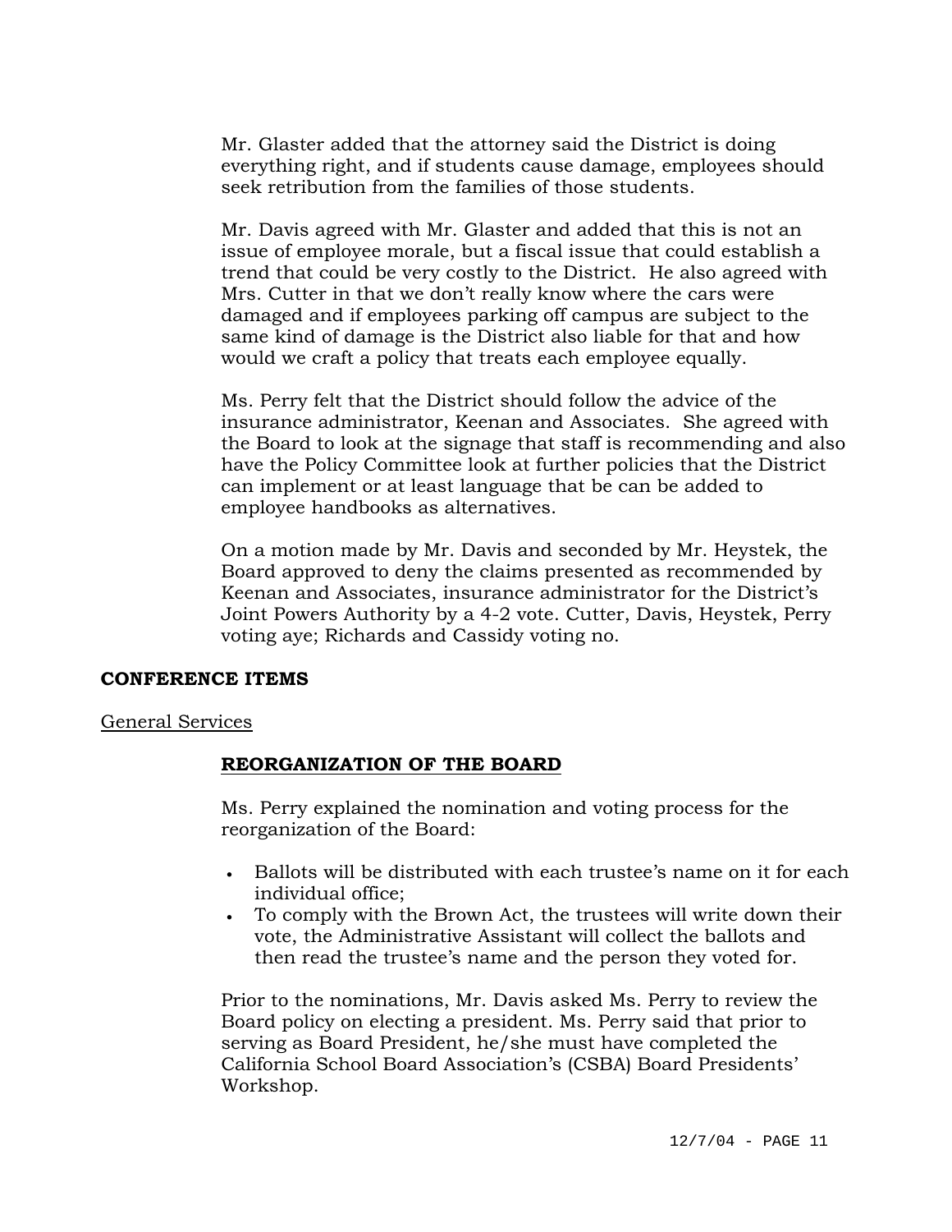Mr. Glaster added that the attorney said the District is doing everything right, and if students cause damage, employees should seek retribution from the families of those students.

Mr. Davis agreed with Mr. Glaster and added that this is not an issue of employee morale, but a fiscal issue that could establish a trend that could be very costly to the District. He also agreed with Mrs. Cutter in that we don't really know where the cars were damaged and if employees parking off campus are subject to the same kind of damage is the District also liable for that and how would we craft a policy that treats each employee equally.

Ms. Perry felt that the District should follow the advice of the insurance administrator, Keenan and Associates. She agreed with the Board to look at the signage that staff is recommending and also have the Policy Committee look at further policies that the District can implement or at least language that be can be added to employee handbooks as alternatives.

On a motion made by Mr. Davis and seconded by Mr. Heystek, the Board approved to deny the claims presented as recommended by Keenan and Associates, insurance administrator for the District's Joint Powers Authority by a 4-2 vote. Cutter, Davis, Heystek, Perry voting aye; Richards and Cassidy voting no.

## CONFERENCE ITEMS

General Services

### REORGANIZATION OF THE BOARD

Ms. Perry explained the nomination and voting process for the reorganization of the Board:

- Ballots will be distributed with each trustee's name on it for each individual office;
- To comply with the Brown Act, the trustees will write down their vote, the Administrative Assistant will collect the ballots and then read the trustee's name and the person they voted for.

Prior to the nominations, Mr. Davis asked Ms. Perry to review the Board policy on electing a president. Ms. Perry said that prior to serving as Board President, he/she must have completed the California School Board Association's (CSBA) Board Presidents' Workshop.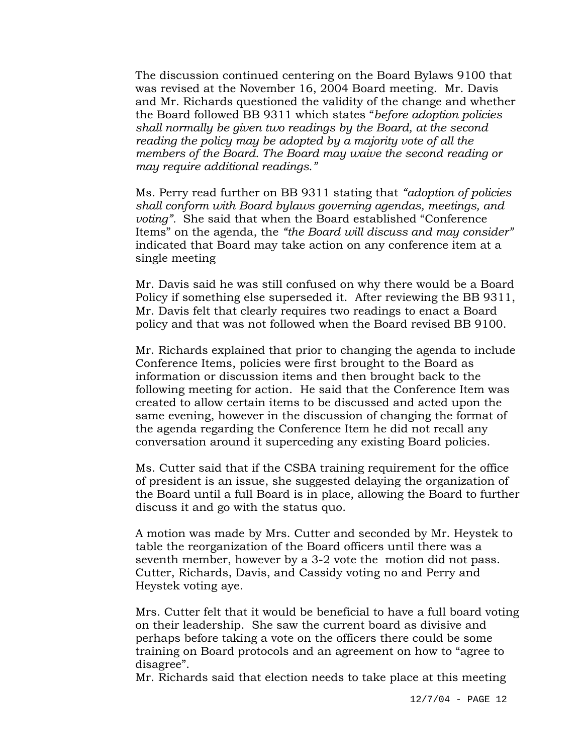The discussion continued centering on the Board Bylaws 9100 that was revised at the November 16, 2004 Board meeting. Mr. Davis and Mr. Richards questioned the validity of the change and whether the Board followed BB 9311 which states "*before adoption policies shall normally be given two readings by the Board, at the second reading the policy may be adopted by a majority vote of all the members of the Board. The Board may waive the second reading or may require additional readings."*

Ms. Perry read further on BB 9311 stating that *"adoption of policies shall conform with Board bylaws governing agendas, meetings, and voting"*. She said that when the Board established "Conference Items" on the agenda, the *"the Board will discuss and may consider"* indicated that Board may take action on any conference item at a single meeting

Mr. Davis said he was still confused on why there would be a Board Policy if something else superseded it. After reviewing the BB 9311, Mr. Davis felt that clearly requires two readings to enact a Board policy and that was not followed when the Board revised BB 9100.

Mr. Richards explained that prior to changing the agenda to include Conference Items, policies were first brought to the Board as information or discussion items and then brought back to the following meeting for action. He said that the Conference Item was created to allow certain items to be discussed and acted upon the same evening, however in the discussion of changing the format of the agenda regarding the Conference Item he did not recall any conversation around it superceding any existing Board policies.

Ms. Cutter said that if the CSBA training requirement for the office of president is an issue, she suggested delaying the organization of the Board until a full Board is in place, allowing the Board to further discuss it and go with the status quo.

A motion was made by Mrs. Cutter and seconded by Mr. Heystek to table the reorganization of the Board officers until there was a seventh member, however by a 3-2 vote the motion did not pass. Cutter, Richards, Davis, and Cassidy voting no and Perry and Heystek voting aye.

Mrs. Cutter felt that it would be beneficial to have a full board voting on their leadership. She saw the current board as divisive and perhaps before taking a vote on the officers there could be some training on Board protocols and an agreement on how to "agree to disagree".
Mr. Richards said that election needs to take place at this meeting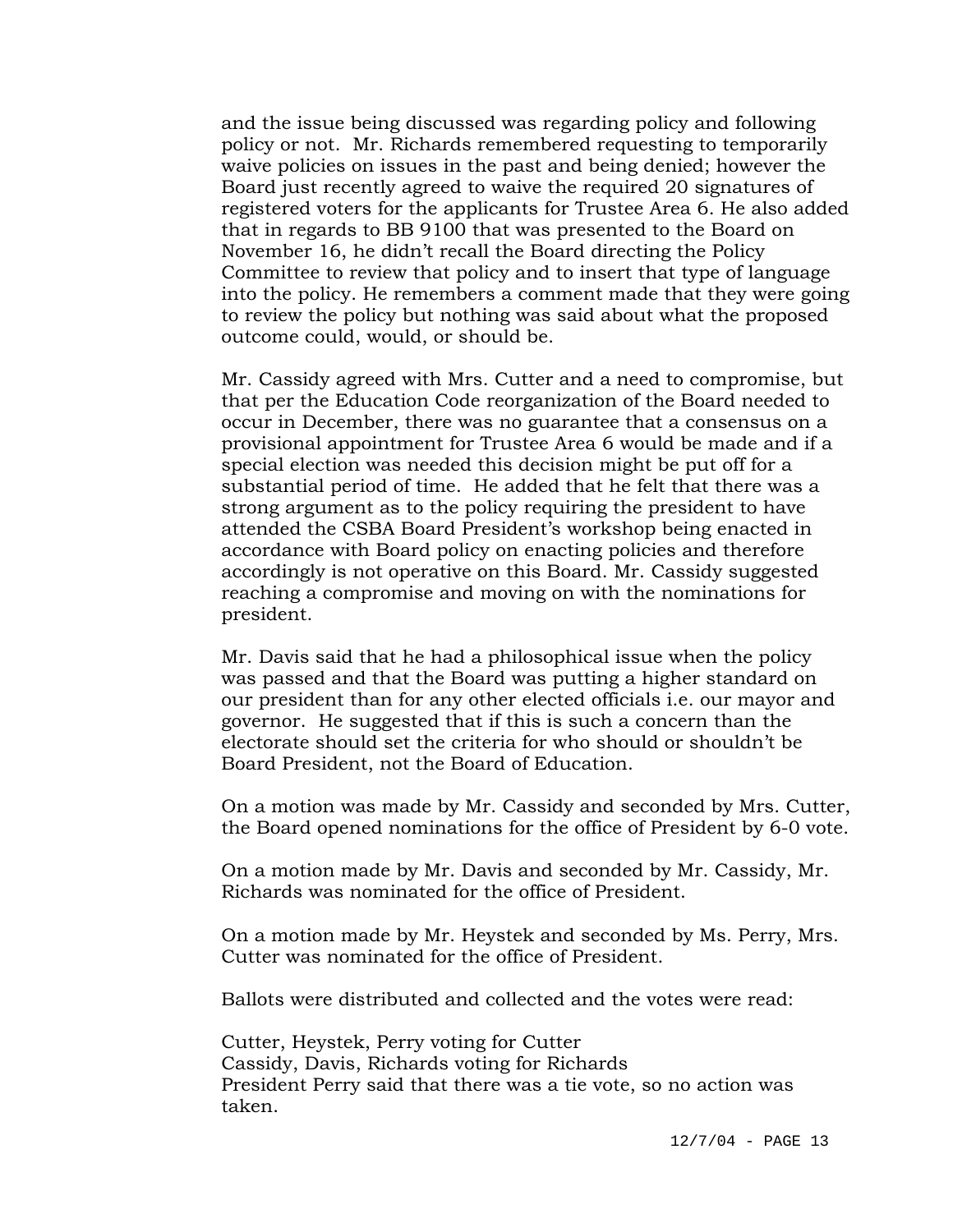and the issue being discussed was regarding policy and following policy or not. Mr. Richards remembered requesting to temporarily waive policies on issues in the past and being denied; however the Board just recently agreed to waive the required 20 signatures of registered voters for the applicants for Trustee Area 6. He also added that in regards to BB 9100 that was presented to the Board on November 16, he didn't recall the Board directing the Policy Committee to review that policy and to insert that type of language into the policy. He remembers a comment made that they were going to review the policy but nothing was said about what the proposed outcome could, would, or should be.

Mr. Cassidy agreed with Mrs. Cutter and a need to compromise, but that per the Education Code reorganization of the Board needed to occur in December, there was no guarantee that a consensus on a provisional appointment for Trustee Area 6 would be made and if a special election was needed this decision might be put off for a substantial period of time. He added that he felt that there was a strong argument as to the policy requiring the president to have attended the CSBA Board President's workshop being enacted in accordance with Board policy on enacting policies and therefore accordingly is not operative on this Board. Mr. Cassidy suggested reaching a compromise and moving on with the nominations for president.

Mr. Davis said that he had a philosophical issue when the policy was passed and that the Board was putting a higher standard on our president than for any other elected officials i.e. our mayor and governor. He suggested that if this is such a concern than the electorate should set the criteria for who should or shouldn't be Board President, not the Board of Education.

On a motion was made by Mr. Cassidy and seconded by Mrs. Cutter, the Board opened nominations for the office of President by 6-0 vote.

On a motion made by Mr. Davis and seconded by Mr. Cassidy, Mr. Richards was nominated for the office of President.

On a motion made by Mr. Heystek and seconded by Ms. Perry, Mrs. Cutter was nominated for the office of President.

Ballots were distributed and collected and the votes were read:

Cutter, Heystek, Perry voting for Cutter
Cassidy, Davis, Richards voting for Richards
President Perry said that there was a tie vote, so no action was taken.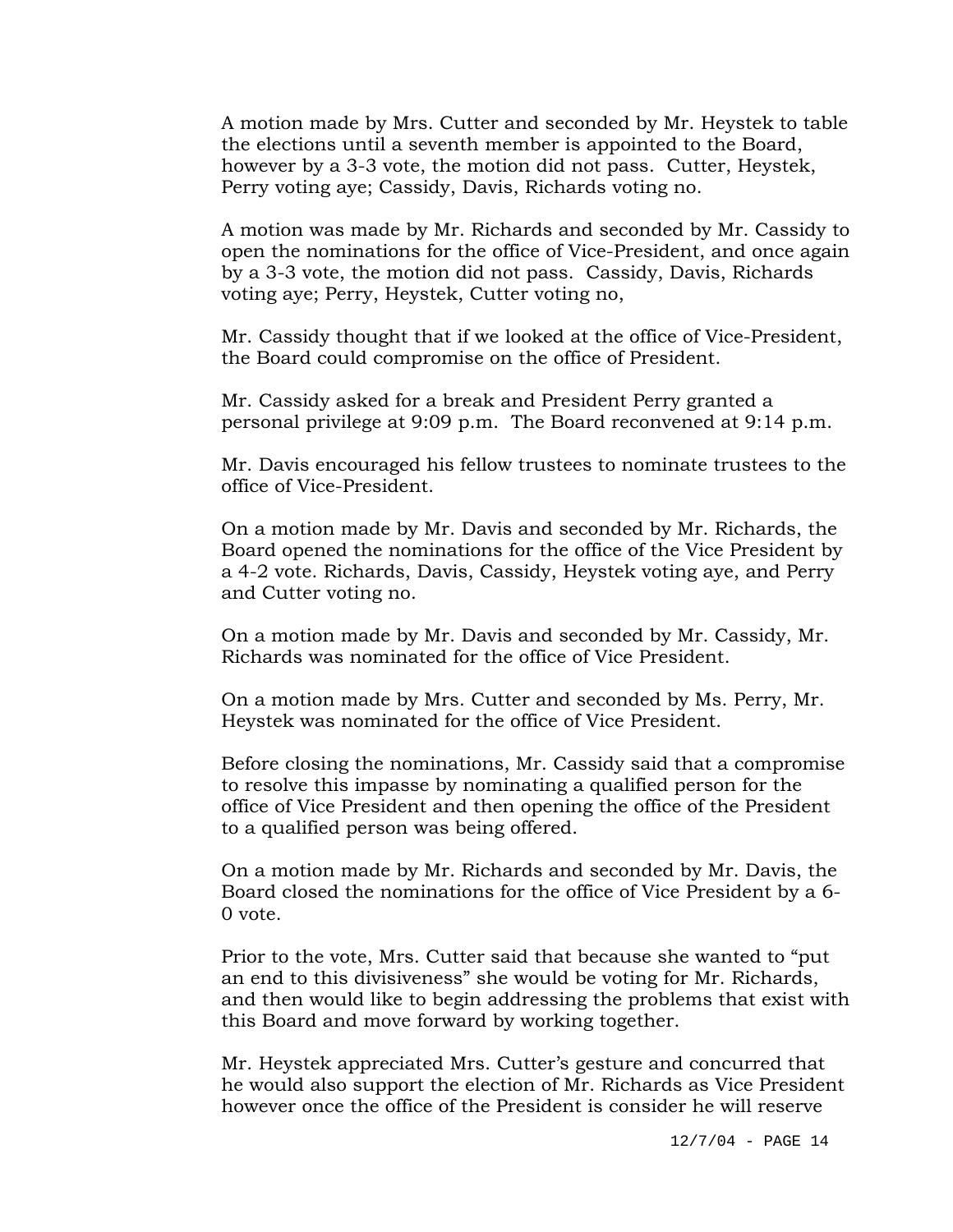A motion made by Mrs. Cutter and seconded by Mr. Heystek to table the elections until a seventh member is appointed to the Board, however by a 3-3 vote, the motion did not pass. Cutter, Heystek, Perry voting aye; Cassidy, Davis, Richards voting no.

A motion was made by Mr. Richards and seconded by Mr. Cassidy to open the nominations for the office of Vice-President, and once again by a 3-3 vote, the motion did not pass. Cassidy, Davis, Richards voting aye; Perry, Heystek, Cutter voting no,

Mr. Cassidy thought that if we looked at the office of Vice-President, the Board could compromise on the office of President.

Mr. Cassidy asked for a break and President Perry granted a personal privilege at 9:09 p.m. The Board reconvened at 9:14 p.m.

Mr. Davis encouraged his fellow trustees to nominate trustees to the office of Vice-President.

On a motion made by Mr. Davis and seconded by Mr. Richards, the Board opened the nominations for the office of the Vice President by a 4-2 vote. Richards, Davis, Cassidy, Heystek voting aye, and Perry and Cutter voting no.

On a motion made by Mr. Davis and seconded by Mr. Cassidy, Mr. Richards was nominated for the office of Vice President.

On a motion made by Mrs. Cutter and seconded by Ms. Perry, Mr. Heystek was nominated for the office of Vice President.

Before closing the nominations, Mr. Cassidy said that a compromise to resolve this impasse by nominating a qualified person for the office of Vice President and then opening the office of the President to a qualified person was being offered.

On a motion made by Mr. Richards and seconded by Mr. Davis, the Board closed the nominations for the office of Vice President by a 6-0 vote.

Prior to the vote, Mrs. Cutter said that because she wanted to "put an end to this divisiveness" she would be voting for Mr. Richards, and then would like to begin addressing the problems that exist with this Board and move forward by working together.

Mr. Heystek appreciated Mrs. Cutter's gesture and concurred that he would also support the election of Mr. Richards as Vice President however once the office of the President is consider he will reserve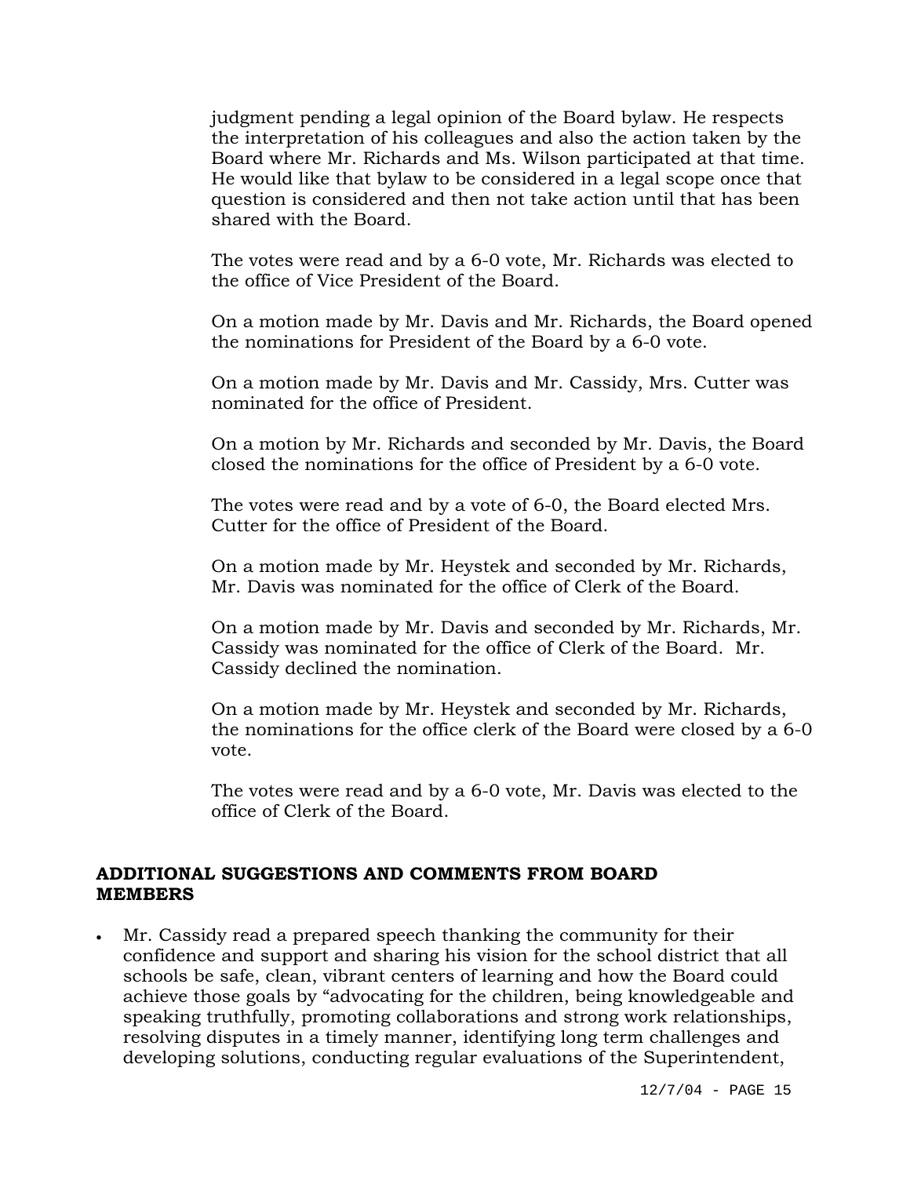judgment pending a legal opinion of the Board bylaw. He respects the interpretation of his colleagues and also the action taken by the Board where Mr. Richards and Ms. Wilson participated at that time. He would like that bylaw to be considered in a legal scope once that question is considered and then not take action until that has been shared with the Board.

The votes were read and by a 6-0 vote, Mr. Richards was elected to the office of Vice President of the Board.

On a motion made by Mr. Davis and Mr. Richards, the Board opened the nominations for President of the Board by a 6-0 vote.

On a motion made by Mr. Davis and Mr. Cassidy, Mrs. Cutter was nominated for the office of President.

On a motion by Mr. Richards and seconded by Mr. Davis, the Board closed the nominations for the office of President by a 6-0 vote.

The votes were read and by a vote of 6-0, the Board elected Mrs. Cutter for the office of President of the Board.

On a motion made by Mr. Heystek and seconded by Mr. Richards, Mr. Davis was nominated for the office of Clerk of the Board.

On a motion made by Mr. Davis and seconded by Mr. Richards, Mr. Cassidy was nominated for the office of Clerk of the Board. Mr. Cassidy declined the nomination.

On a motion made by Mr. Heystek and seconded by Mr. Richards, the nominations for the office clerk of the Board were closed by a 6-0 vote.

The votes were read and by a 6-0 vote, Mr. Davis was elected to the office of Clerk of the Board.

## ADDITIONAL SUGGESTIONS AND COMMENTS FROM BOARD MEMBERS

- Mr. Cassidy read a prepared speech thanking the community for their confidence and support and sharing his vision for the school district that all schools be safe, clean, vibrant centers of learning and how the Board could achieve those goals by "advocating for the children, being knowledgeable and speaking truthfully, promoting collaborations and strong work relationships, resolving disputes in a timely manner, identifying long term challenges and developing solutions, conducting regular evaluations of the Superintendent,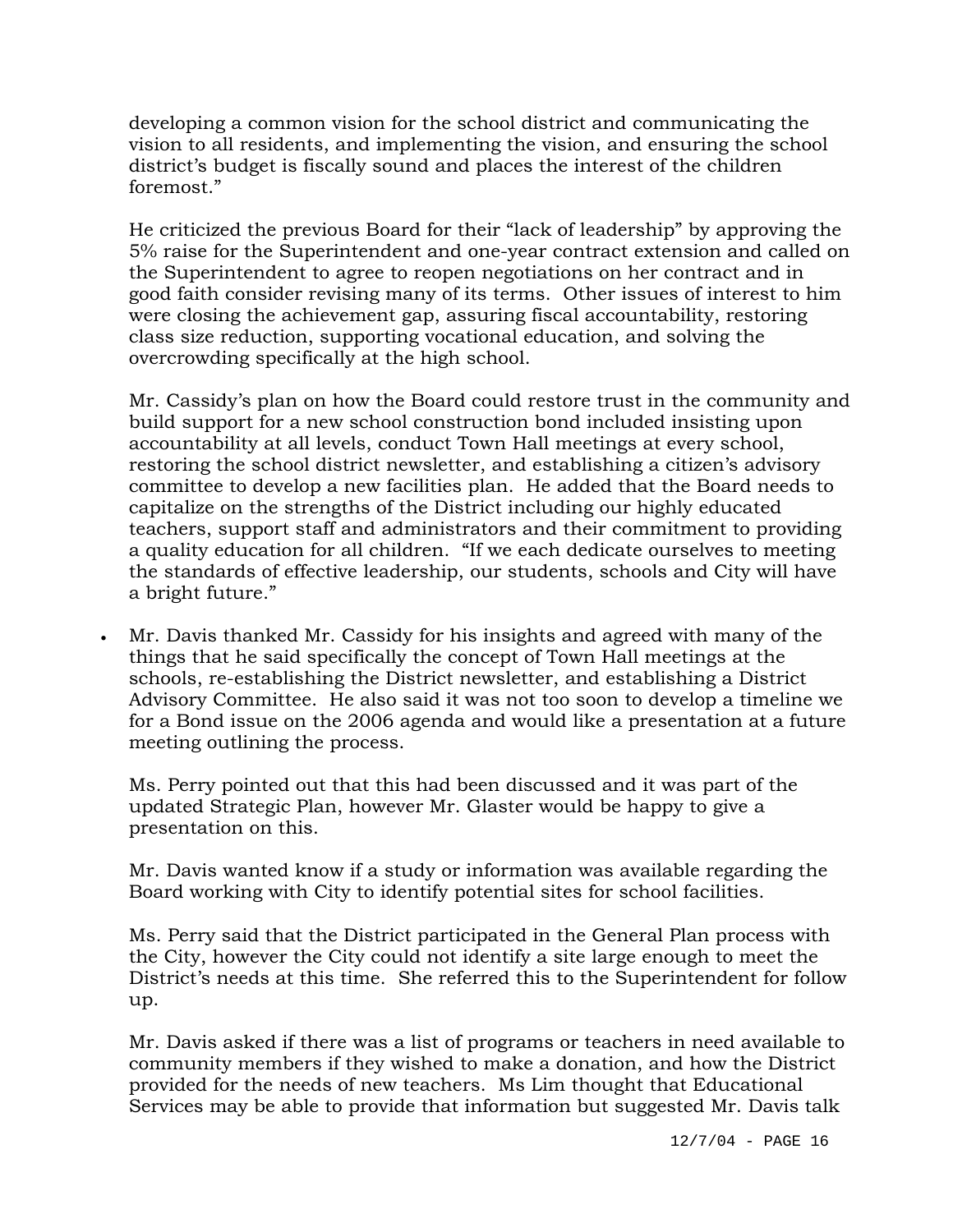developing a common vision for the school district and communicating the vision to all residents, and implementing the vision, and ensuring the school district's budget is fiscally sound and places the interest of the children foremost."

He criticized the previous Board for their "lack of leadership" by approving the 5% raise for the Superintendent and one-year contract extension and called on the Superintendent to agree to reopen negotiations on her contract and in good faith consider revising many of its terms. Other issues of interest to him were closing the achievement gap, assuring fiscal accountability, restoring class size reduction, supporting vocational education, and solving the overcrowding specifically at the high school.

Mr. Cassidy's plan on how the Board could restore trust in the community and build support for a new school construction bond included insisting upon accountability at all levels, conduct Town Hall meetings at every school, restoring the school district newsletter, and establishing a citizen's advisory committee to develop a new facilities plan. He added that the Board needs to capitalize on the strengths of the District including our highly educated teachers, support staff and administrators and their commitment to providing a quality education for all children. "If we each dedicate ourselves to meeting the standards of effective leadership, our students, schools and City will have a bright future."

- Mr. Davis thanked Mr. Cassidy for his insights and agreed with many of the things that he said specifically the concept of Town Hall meetings at the schools, re-establishing the District newsletter, and establishing a District Advisory Committee. He also said it was not too soon to develop a timeline we for a Bond issue on the 2006 agenda and would like a presentation at a future meeting outlining the process.

  Ms. Perry pointed out that this had been discussed and it was part of the updated Strategic Plan, however Mr. Glaster would be happy to give a presentation on this.

  Mr. Davis wanted know if a study or information was available regarding the Board working with City to identify potential sites for school facilities.

  Ms. Perry said that the District participated in the General Plan process with the City, however the City could not identify a site large enough to meet the District's needs at this time. She referred this to the Superintendent for follow up.

  Mr. Davis asked if there was a list of programs or teachers in need available to community members if they wished to make a donation, and how the District provided for the needs of new teachers. Ms Lim thought that Educational Services may be able to provide that information but suggested Mr. Davis talk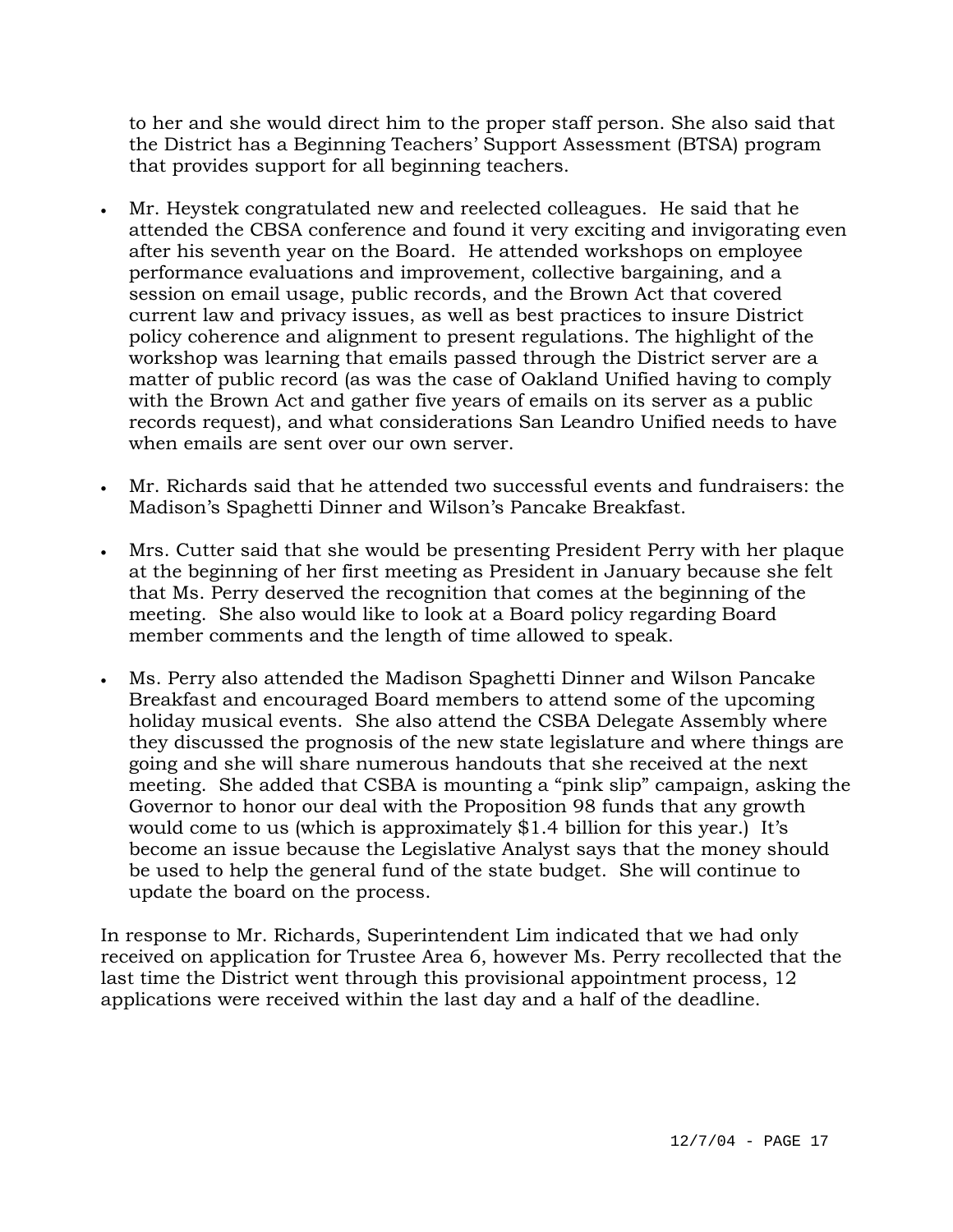to her and she would direct him to the proper staff person. She also said that the District has a Beginning Teachers' Support Assessment (BTSA) program that provides support for all beginning teachers.

- Mr. Heystek congratulated new and reelected colleagues. He said that he attended the CBSA conference and found it very exciting and invigorating even after his seventh year on the Board. He attended workshops on employee performance evaluations and improvement, collective bargaining, and a session on email usage, public records, and the Brown Act that covered current law and privacy issues, as well as best practices to insure District policy coherence and alignment to present regulations. The highlight of the workshop was learning that emails passed through the District server are a matter of public record (as was the case of Oakland Unified having to comply with the Brown Act and gather five years of emails on its server as a public records request), and what considerations San Leandro Unified needs to have when emails are sent over our own server.

- Mr. Richards said that he attended two successful events and fundraisers: the Madison's Spaghetti Dinner and Wilson's Pancake Breakfast.

- Mrs. Cutter said that she would be presenting President Perry with her plaque at the beginning of her first meeting as President in January because she felt that Ms. Perry deserved the recognition that comes at the beginning of the meeting. She also would like to look at a Board policy regarding Board member comments and the length of time allowed to speak.

- Ms. Perry also attended the Madison Spaghetti Dinner and Wilson Pancake Breakfast and encouraged Board members to attend some of the upcoming holiday musical events. She also attend the CSBA Delegate Assembly where they discussed the prognosis of the new state legislature and where things are going and she will share numerous handouts that she received at the next meeting. She added that CSBA is mounting a "pink slip" campaign, asking the Governor to honor our deal with the Proposition 98 funds that any growth would come to us (which is approximately $1.4 billion for this year.) It's become an issue because the Legislative Analyst says that the money should be used to help the general fund of the state budget. She will continue to update the board on the process.

In response to Mr. Richards, Superintendent Lim indicated that we had only received on application for Trustee Area 6, however Ms. Perry recollected that the last time the District went through this provisional appointment process, 12 applications were received within the last day and a half of the deadline.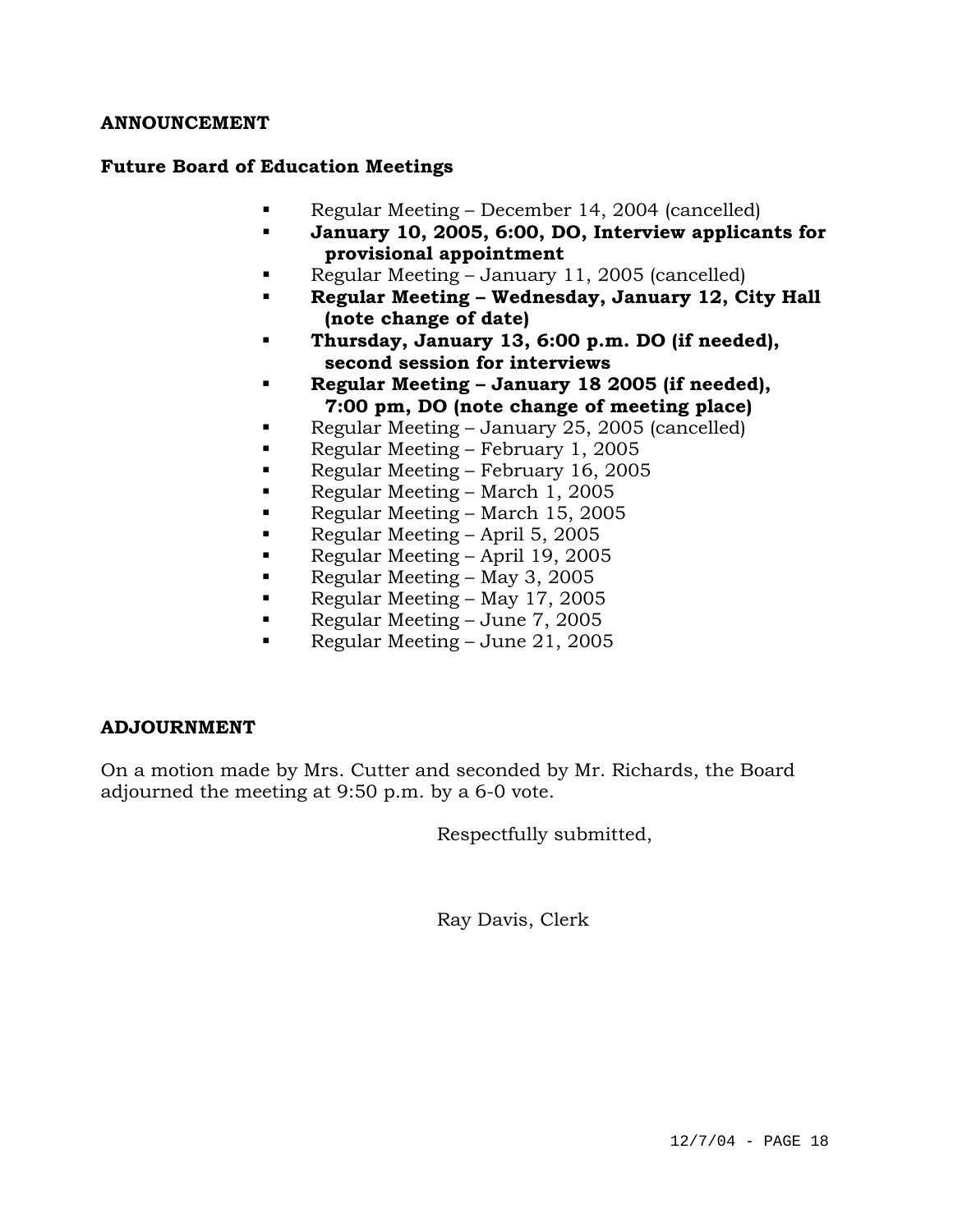**ANNOUNCEMENT**

**Future Board of Education Meetings**

- Regular Meeting – December 14, 2004 (cancelled)
- **January 10, 2005, 6:00, DO, Interview applicants for provisional appointment**
- Regular Meeting – January 11, 2005 (cancelled)
- **Regular Meeting – Wednesday, January 12, City Hall (note change of date)**
- **Thursday, January 13, 6:00 p.m. DO (if needed), second session for interviews**
- **Regular Meeting – January 18 2005 (if needed), 7:00 pm, DO (note change of meeting place)**
- Regular Meeting – January 25, 2005 (cancelled)
- Regular Meeting – February 1, 2005
- Regular Meeting – February 16, 2005
- Regular Meeting – March 1, 2005
- Regular Meeting – March 15, 2005
- Regular Meeting – April 5, 2005
- Regular Meeting – April 19, 2005
- Regular Meeting – May 3, 2005
- Regular Meeting – May 17, 2005
- Regular Meeting – June 7, 2005
- Regular Meeting – June 21, 2005

**ADJOURNMENT**

On a motion made by Mrs. Cutter and seconded by Mr. Richards, the Board adjourned the meeting at 9:50 p.m. by a 6-0 vote.

Respectfully submitted,

Ray Davis, Clerk